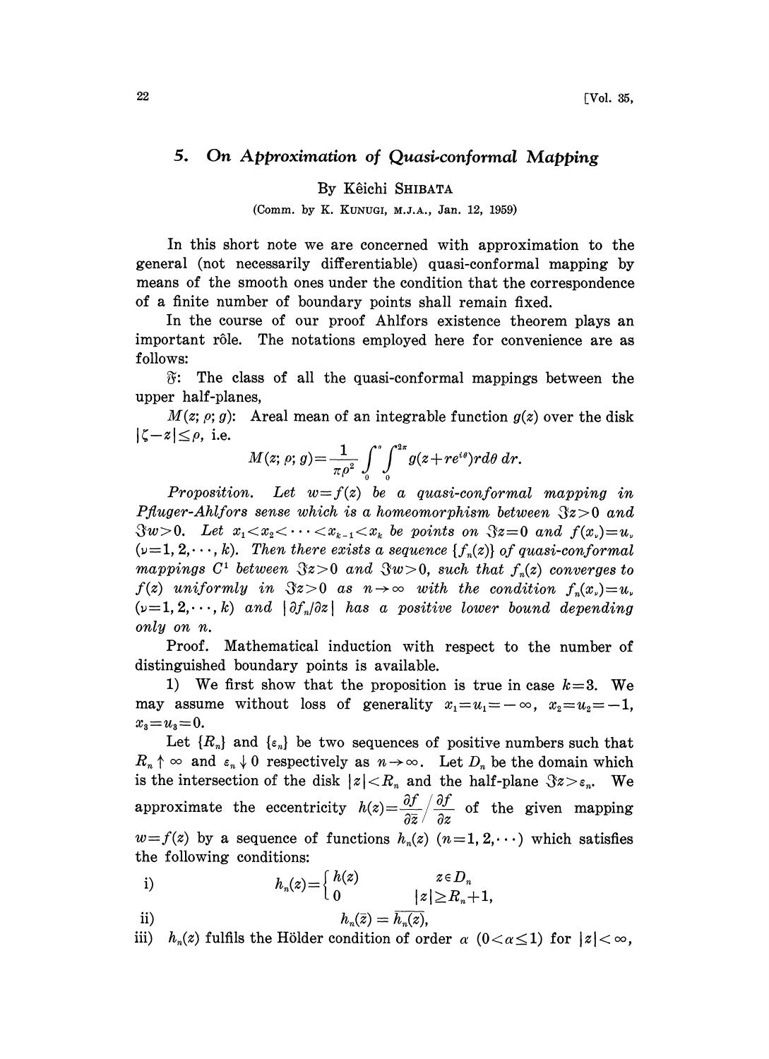# 5. On Approximation of Quasi-conformal Mapping

By Kêichi SHIBATA

(Comm. by K. KUNUGI, M.J.A., Jan. 12, 1959)

In this short note we are concerned with approximation to the general (not necessarily differentiable) quasi-conformal mapping by means of the smooth ones under the condition that the correspondence of a finite number of boundary points shall remain fixed.

In the course of our proof Ahlfors existence theorem plays an important rôle. The notations employed here for convenience are as follows:

$\mathfrak{F}$: The class of all the quasi-conformal mappings between the upper half-planes,

$M(z;\rho;g)$: Areal mean of an integrable function $g(z)$ over the disk $|\zeta-z|\leq\rho$, i.e.

$$M(z;\rho;g)=\frac{1}{\pi\rho^2}\int_0^\rho\int_0^{2\pi}g(z+re^{i\theta})rd\theta\, dr.$$

*Proposition. Let $w=f(z)$ be a quasi-conformal mapping in Pfluger-Ahlfors sense which is a homeomorphism between $\Im z>0$ and $\Im w>0$. Let $x_1<x_2<\cdots<x_{k-1}<x_k$ be points on $\Im z=0$ and $f(x_\nu)=u_\nu$ $(\nu=1,2,\cdots,k)$. Then there exists a sequence $\{f_n(z)\}$ of quasi-conformal mappings $C^1$ between $\Im z>0$ and $\Im w>0$, such that $f_n(z)$ converges to $f(z)$ uniformly in $\Im z>0$ as $n\to\infty$ with the condition $f_n(x_\nu)=u_\nu$ $(\nu=1,2,\cdots,k)$ and $|\partial f_n/\partial z|$ has a positive lower bound depending only on $n$.*

Proof. Mathematical induction with respect to the number of distinguished boundary points is available.

1) We first show that the proposition is true in case $k=3$. We may assume without loss of generality $x_1=u_1=-\infty$, $x_2=u_2=-1$, $x_3=u_3=0$.

Let $\{R_n\}$ and $\{\varepsilon_n\}$ be two sequences of positive numbers such that $R_n\uparrow\infty$ and $\varepsilon_n\downarrow 0$ respectively as $n\to\infty$. Let $D_n$ be the domain which is the intersection of the disk $|z|<R_n$ and the half-plane $\Im z>\varepsilon_n$. We approximate the eccentricity $h(z)=\dfrac{\partial f}{\partial\bar{z}}\Big/\dfrac{\partial f}{\partial z}$ of the given mapping $w=f(z)$ by a sequence of functions $h_n(z)$ $(n=1,2,\cdots)$ which satisfies the following conditions:

i)
$$h_n(z)=\begin{cases}h(z) & z\in D_n\\ 0 & |z|\geq R_n+1,\end{cases}$$

ii)
$$h_n(\bar{z})=\overline{h_n(z)},$$

iii) $h_n(z)$ fulfils the Hölder condition of order $\alpha$ $(0<\alpha\leq 1)$ for $|z|<\infty$,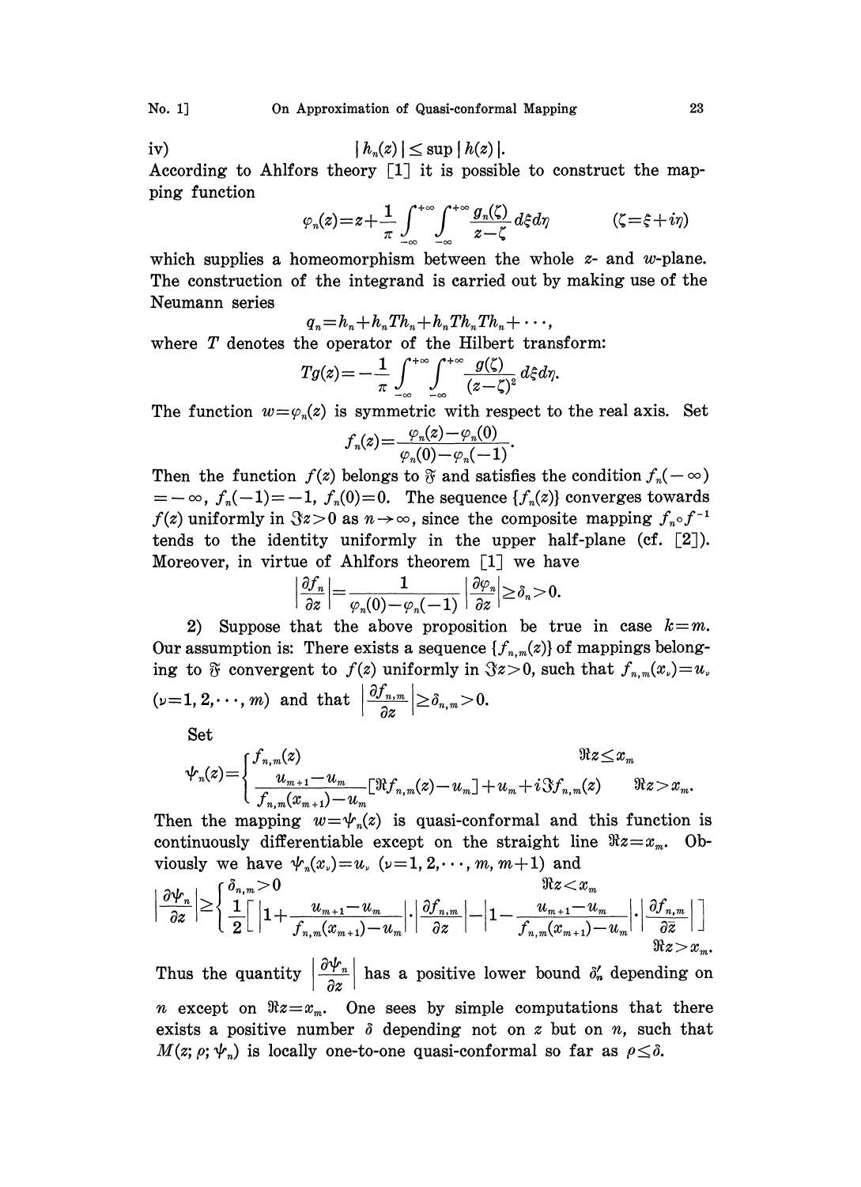iv) $$|h_n(z)| \leq \sup |h(z)|.$$

According to Ahlfors theory [1] it is possible to construct the mapping function

$$\varphi_n(z) = z + \frac{1}{\pi}\int_{-\infty}^{+\infty}\int_{-\infty}^{+\infty}\frac{g_n(\zeta)}{z-\zeta}d\xi d\eta \qquad (\zeta = \xi + i\eta)$$

which supplies a homeomorphism between the whole $z$- and $w$-plane. The construction of the integrand is carried out by making use of the Neumann series

$$q_n = h_n + h_n T h_n + h_n T h_n T h_n + \cdots,$$

where $T$ denotes the operator of the Hilbert transform:

$$Tg(z) = -\frac{1}{\pi}\int_{-\infty}^{+\infty}\int_{-\infty}^{+\infty}\frac{g(\zeta)}{(z-\zeta)^2}d\xi d\eta.$$

The function $w = \varphi_n(z)$ is symmetric with respect to the real axis. Set

$$f_n(z) = \frac{\varphi_n(z) - \varphi_n(0)}{\varphi_n(0) - \varphi_n(-1)}.$$

Then the function $f(z)$ belongs to $\mathfrak{F}$ and satisfies the condition $f_n(-\infty) = -\infty$, $f_n(-1) = -1$, $f_n(0) = 0$. The sequence $\{f_n(z)\}$ converges towards $f(z)$ uniformly in $\Im z > 0$ as $n \to \infty$, since the composite mapping $f_n \circ f^{-1}$ tends to the identity uniformly in the upper half-plane (cf. [2]). Moreover, in virtue of Ahlfors theorem [1] we have

$$\left|\frac{\partial f_n}{\partial z}\right| = \frac{1}{\varphi_n(0) - \varphi_n(-1)}\left|\frac{\partial \varphi_n}{\partial z}\right| \geq \delta_n > 0.$$

2) Suppose that the above proposition be true in case $k = m$. Our assumption is: There exists a sequence $\{f_{n,m}(z)\}$ of mappings belonging to $\mathfrak{F}$ convergent to $f(z)$ uniformly in $\Im z > 0$, such that $f_{n,m}(x_\nu) = u_\nu$ $(\nu = 1, 2, \cdots, m)$ and that $\left|\frac{\partial f_{n,m}}{\partial z}\right| \geq \delta_{n,m} > 0$.

Set

$$\psi_n(z) = \begin{cases} f_{n,m}(z) & \Re z \leq x_m \\ \dfrac{u_{m+1} - u_m}{f_{n,m}(x_{m+1}) - u_m}[\Re f_{n,m}(z) - u_m] + u_m + i\Im f_{n,m}(z) & \Re z > x_m. \end{cases}$$

Then the mapping $w = \psi_n(z)$ is quasi-conformal and this function is continuously differentiable except on the straight line $\Re z = x_m$. Obviously we have $\psi_n(x_\nu) = u_\nu$ $(\nu = 1, 2, \cdots, m, m+1)$ and

$$\left|\frac{\partial \psi_n}{\partial z}\right| \geq \begin{cases} \delta_{n,m} > 0 & \Re z < x_m \\ \dfrac{1}{2}\left[\left|1 + \dfrac{u_{m+1} - u_m}{f_{n,m}(x_{m+1}) - u_m}\right| \cdot \left|\dfrac{\partial f_{n,m}}{\partial z}\right| - \left|1 - \dfrac{u_{m+1} - u_m}{f_{n,m}(x_{m+1}) - u_m}\right| \cdot \left|\dfrac{\partial f_{n,m}}{\partial \bar{z}}\right|\right] & \Re z > x_m. \end{cases}$$

Thus the quantity $\left|\frac{\partial \psi_n}{\partial z}\right|$ has a positive lower bound $\delta_n'$ depending on $n$ except on $\Re z = x_m$. One sees by simple computations that there exists a positive number $\delta$ depending not on $z$ but on $n$, such that $M(z; \rho; \psi_n)$ is locally one-to-one quasi-conformal so far as $\rho \leq \delta$.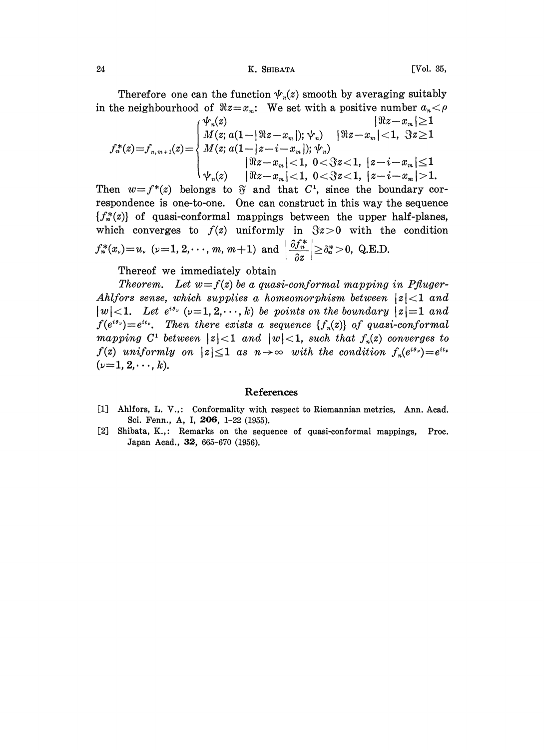Therefore one can the function $\psi_n(z)$ smooth by averaging suitably in the neighbourhood of $\Re z = x_m$: We set with a positive number $a_n < \rho$

$$f_n^*(z) = f_{n,m+1}(z) = \begin{cases} \psi_n(z) & |\Re z - x_m| \geq 1 \\ M(z; a(1-|\Re z - x_m|); \psi_n) & |\Re z - x_m| < 1,\ \Im z \geq 1 \\ M(z; a(1-|z-i-x_m|); \psi_n) & \\ & |\Re z - x_m| < 1,\ 0 < \Im z < 1,\ |z-i-x_m| \leq 1 \\ \psi_n(z) & |\Re z - x_m| < 1,\ 0 < \Im z < 1,\ |z-i-x_m| > 1. \end{cases}$$

Then $w = f^*(z)$ belongs to $\mathfrak{F}$ and that $C^1$, since the boundary correspondence is one-to-one. One can construct in this way the sequence $\{f_n^*(z)\}$ of quasi-conformal mappings between the upper half-planes, which converges to $f(z)$ uniformly in $\Im z > 0$ with the condition $f_n^*(x_\nu) = u_\nu$ $(\nu = 1, 2, \cdots, m, m+1)$ and $\left|\frac{\partial f_n^*}{\partial z}\right| \geq \delta_n^* > 0$, Q.E.D.

Thereof we immediately obtain

*Theorem. Let $w = f(z)$ be a quasi-conformal mapping in Pfluger-Ahlfors sense, which supplies a homeomorphism between $|z| < 1$ and $|w| < 1$. Let $e^{i\theta_\nu}$ $(\nu = 1, 2, \cdots, k)$ be points on the boundary $|z| = 1$ and $f(e^{i\theta_\nu}) = e^{it_\nu}$. Then there exists a sequence $\{f_n(z)\}$ of quasi-conformal mapping $C^1$ between $|z| < 1$ and $|w| < 1$, such that $f_n(z)$ converges to $f(z)$ uniformly on $|z| \leq 1$ as $n \to \infty$ with the condition $f_n(e^{i\theta_\nu}) = e^{it_\nu}$ $(\nu = 1, 2, \cdots, k)$.*

## References

[1] Ahlfors, L. V.,: Conformality with respect to Riemannian metrics, Ann. Acad. Sci. Fenn., A, I, **206**, 1–22 (1955).

[2] Shibata, K.,: Remarks on the sequence of quasi-conformal mappings, Proc. Japan Acad., **32**, 665–670 (1956).